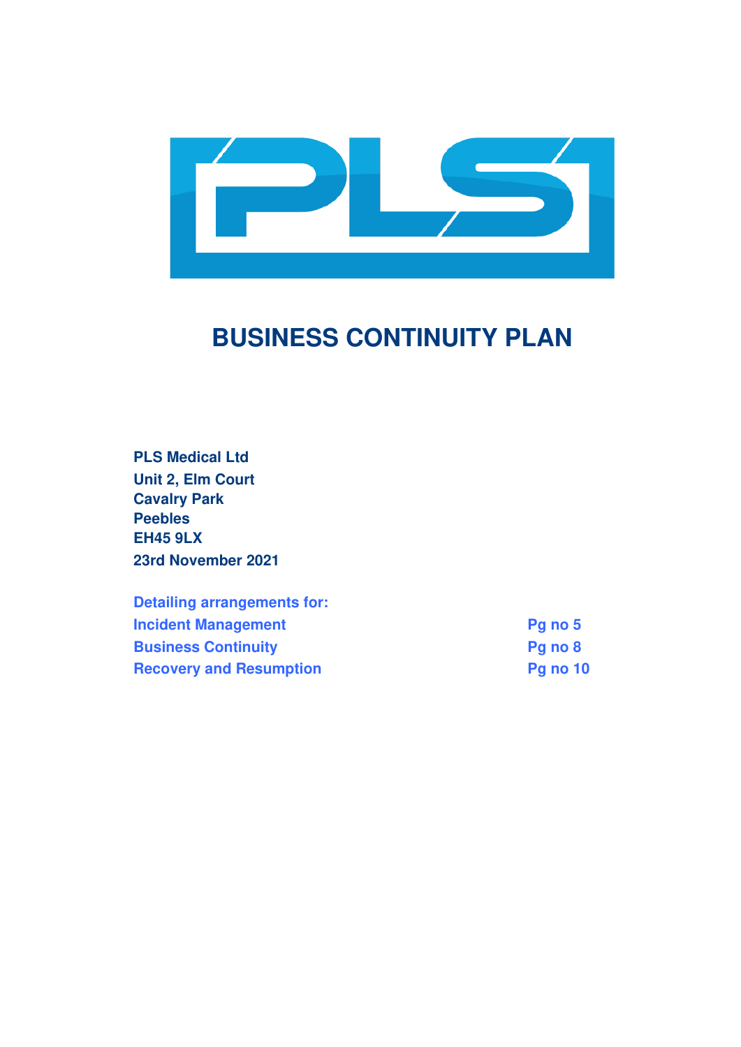# BUSINESS CONTINUITY PLAN

**PLS Medical Ltd**
**Unit 2, Elm Court**
**Cavalry Park**
**Peebles**
**EH45 9LX**
**23rd November 2021**

**Detailing arrangements for:**

| | |
|---|---|
| **Incident Management** | **Pg no 5** |
| **Business Continuity** | **Pg no 8** |
| **Recovery and Resumption** | **Pg no 10** |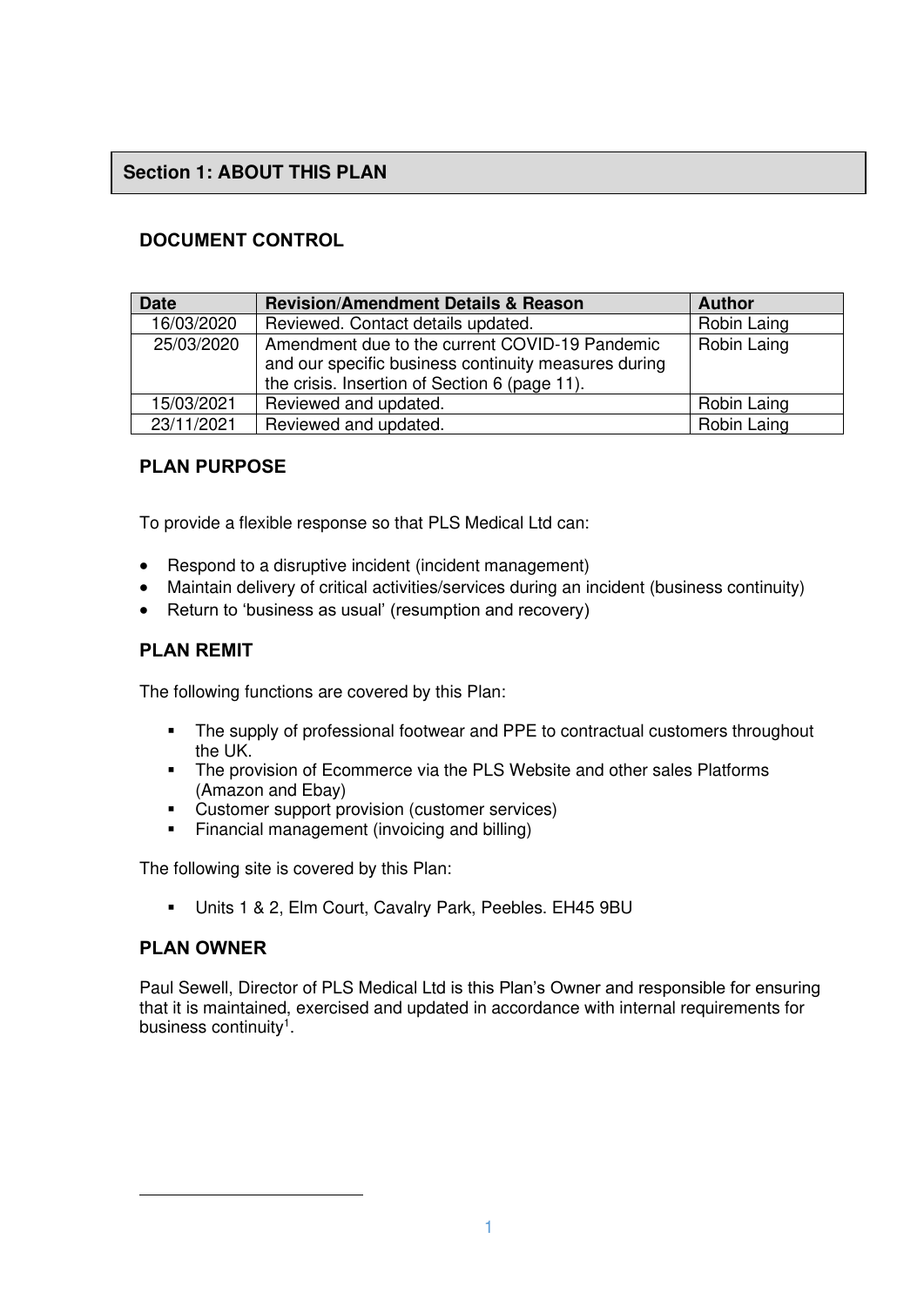## Section 1: ABOUT THIS PLAN

### DOCUMENT CONTROL

| Date | Revision/Amendment Details & Reason | Author |
|---|---|---|
| 16/03/2020 | Reviewed. Contact details updated. | Robin Laing |
| 25/03/2020 | Amendment due to the current COVID-19 Pandemic and our specific business continuity measures during the crisis. Insertion of Section 6 (page 11). | Robin Laing |
| 15/03/2021 | Reviewed and updated. | Robin Laing |
| 23/11/2021 | Reviewed and updated. | Robin Laing |

### PLAN PURPOSE

To provide a flexible response so that PLS Medical Ltd can:

- Respond to a disruptive incident (incident management)
- Maintain delivery of critical activities/services during an incident (business continuity)
- Return to 'business as usual' (resumption and recovery)

### PLAN REMIT

The following functions are covered by this Plan:

- The supply of professional footwear and PPE to contractual customers throughout the UK.
- The provision of Ecommerce via the PLS Website and other sales Platforms (Amazon and Ebay)
- Customer support provision (customer services)
- Financial management (invoicing and billing)

The following site is covered by this Plan:

- Units 1 & 2, Elm Court, Cavalry Park, Peebles. EH45 9BU

### PLAN OWNER

Paul Sewell, Director of PLS Medical Ltd is this Plan's Owner and responsible for ensuring that it is maintained, exercised and updated in accordance with internal requirements for business continuity[1].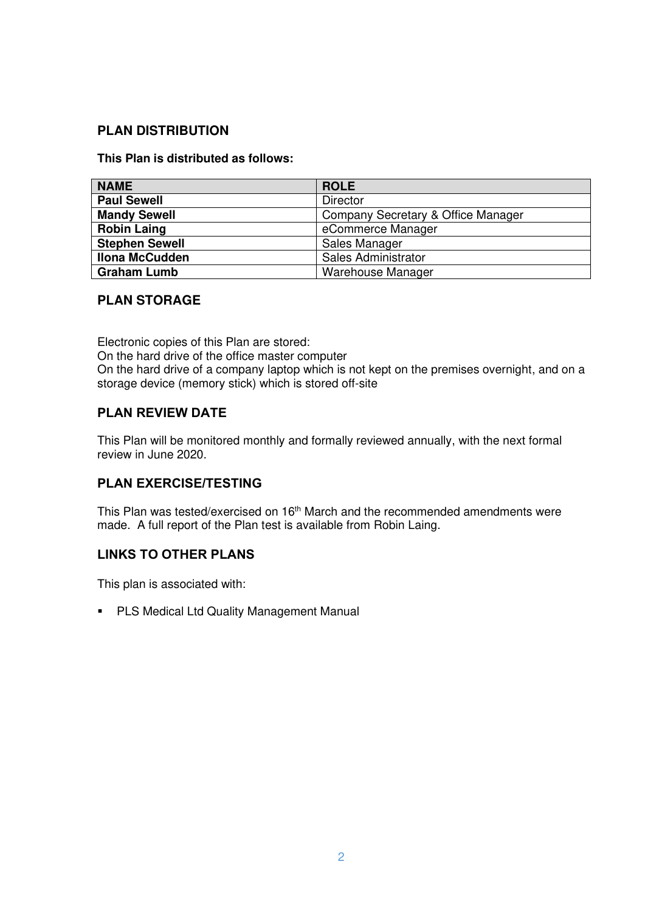## PLAN DISTRIBUTION

**This Plan is distributed as follows:**

| NAME | ROLE |
|---|---|
| **Paul Sewell** | Director |
| **Mandy Sewell** | Company Secretary & Office Manager |
| **Robin Laing** | eCommerce Manager |
| **Stephen Sewell** | Sales Manager |
| **Ilona McCudden** | Sales Administrator |
| **Graham Lumb** | Warehouse Manager |

## PLAN STORAGE

Electronic copies of this Plan are stored:
On the hard drive of the office master computer
On the hard drive of a company laptop which is not kept on the premises overnight, and on a storage device (memory stick) which is stored off-site

## PLAN REVIEW DATE

This Plan will be monitored monthly and formally reviewed annually, with the next formal review in June 2020.

## PLAN EXERCISE/TESTING

This Plan was tested/exercised on 16th March and the recommended amendments were made. A full report of the Plan test is available from Robin Laing.

## LINKS TO OTHER PLANS

This plan is associated with:

- PLS Medical Ltd Quality Management Manual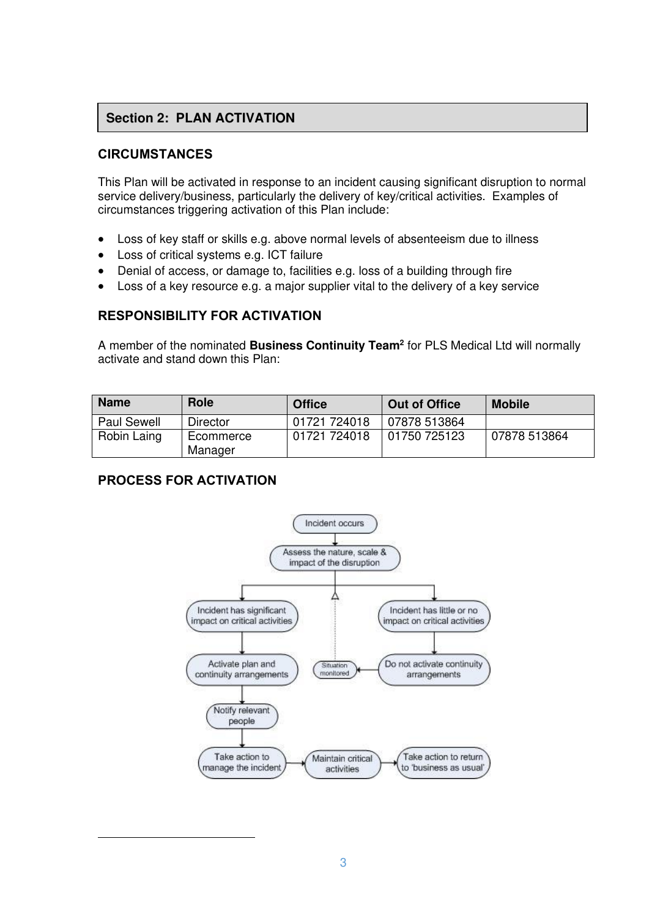## Section 2: PLAN ACTIVATION

### CIRCUMSTANCES

This Plan will be activated in response to an incident causing significant disruption to normal service delivery/business, particularly the delivery of key/critical activities. Examples of circumstances triggering activation of this Plan include:

- Loss of key staff or skills e.g. above normal levels of absenteeism due to illness
- Loss of critical systems e.g. ICT failure
- Denial of access, or damage to, facilities e.g. loss of a building through fire
- Loss of a key resource e.g. a major supplier vital to the delivery of a key service

### RESPONSIBILITY FOR ACTIVATION

A member of the nominated **Business Continuity Team**[2] for PLS Medical Ltd will normally activate and stand down this Plan:

| Name | Role | Office | Out of Office | Mobile |
|---|---|---|---|---|
| Paul Sewell | Director | 01721 724018 | 07878 513864 | |
| Robin Laing | Ecommerce Manager | 01721 724018 | 01750 725123 | 07878 513864 |

### PROCESS FOR ACTIVATION

- Incident occurs
- Assess the nature, scale & impact of the disruption
  - Incident has significant impact on critical activities → Activate plan and continuity arrangements → Notify relevant people → Take action to manage the incident → Maintain critical activities → Take action to return to 'business as usual'
  - Incident has little or no impact on critical activities → Do not activate continuity arrangements → Situation monitored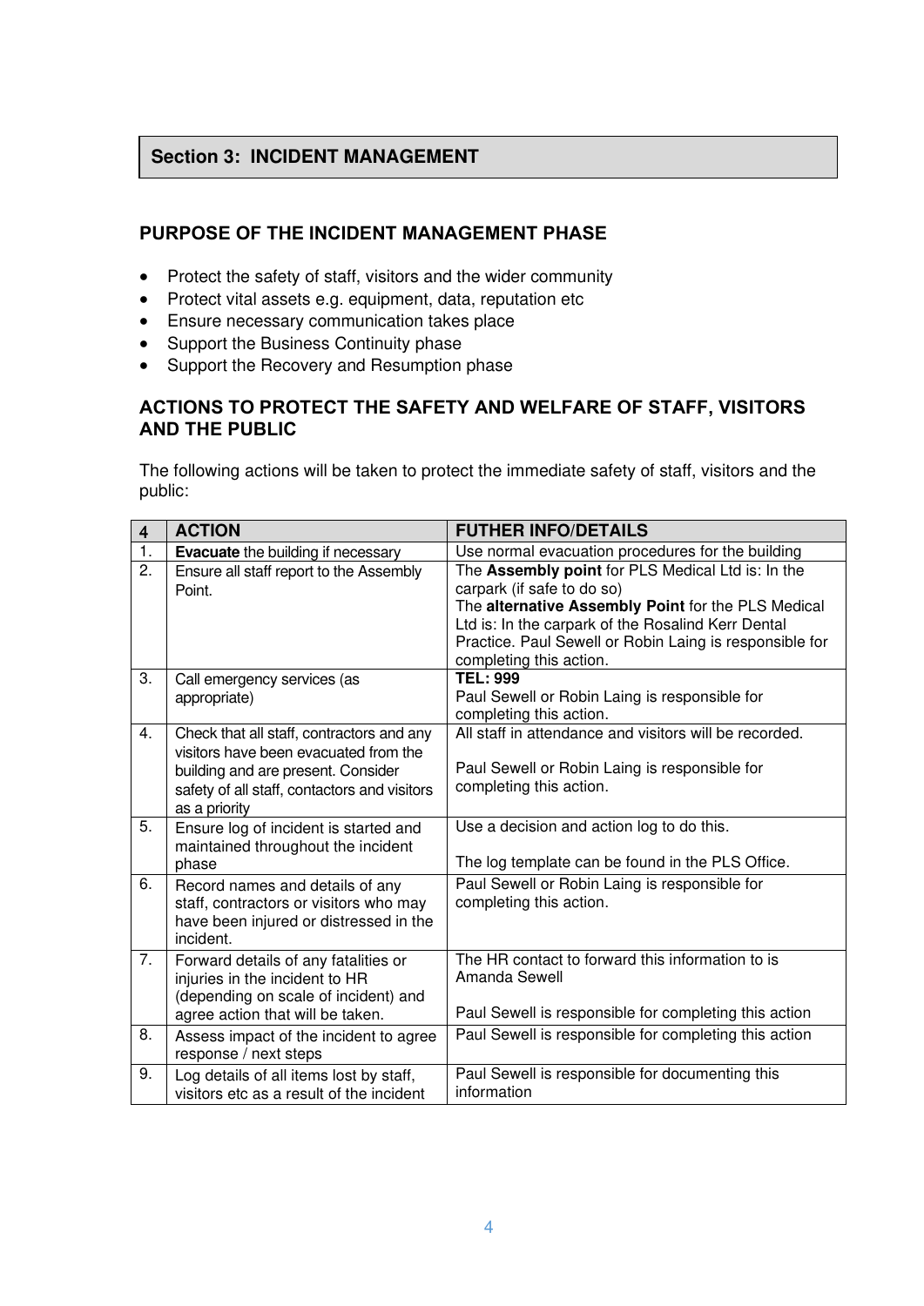## Section 3: INCIDENT MANAGEMENT

### PURPOSE OF THE INCIDENT MANAGEMENT PHASE

- Protect the safety of staff, visitors and the wider community
- Protect vital assets e.g. equipment, data, reputation etc
- Ensure necessary communication takes place
- Support the Business Continuity phase
- Support the Recovery and Resumption phase

### ACTIONS TO PROTECT THE SAFETY AND WELFARE OF STAFF, VISITORS AND THE PUBLIC

The following actions will be taken to protect the immediate safety of staff, visitors and the public:

| 4 | ACTION | FUTHER INFO/DETAILS |
|---|---|---|
| 1. | **Evacuate** the building if necessary | Use normal evacuation procedures for the building |
| 2. | Ensure all staff report to the Assembly Point. | The **Assembly point** for PLS Medical Ltd is: In the carpark (if safe to do so)<br>The **alternative Assembly Point** for the PLS Medical Ltd is: In the carpark of the Rosalind Kerr Dental Practice. Paul Sewell or Robin Laing is responsible for completing this action. |
| 3. | Call emergency services (as appropriate) | **TEL: 999**<br>Paul Sewell or Robin Laing is responsible for completing this action. |
| 4. | Check that all staff, contractors and any visitors have been evacuated from the building and are present. Consider safety of all staff, contactors and visitors as a priority | All staff in attendance and visitors will be recorded.<br><br>Paul Sewell or Robin Laing is responsible for completing this action. |
| 5. | Ensure log of incident is started and maintained throughout the incident phase | Use a decision and action log to do this.<br><br>The log template can be found in the PLS Office. |
| 6. | Record names and details of any staff, contractors or visitors who may have been injured or distressed in the incident. | Paul Sewell or Robin Laing is responsible for completing this action. |
| 7. | Forward details of any fatalities or injuries in the incident to HR (depending on scale of incident) and agree action that will be taken. | The HR contact to forward this information to is Amanda Sewell<br><br>Paul Sewell is responsible for completing this action |
| 8. | Assess impact of the incident to agree response / next steps | Paul Sewell is responsible for completing this action |
| 9. | Log details of all items lost by staff, visitors etc as a result of the incident | Paul Sewell is responsible for documenting this information |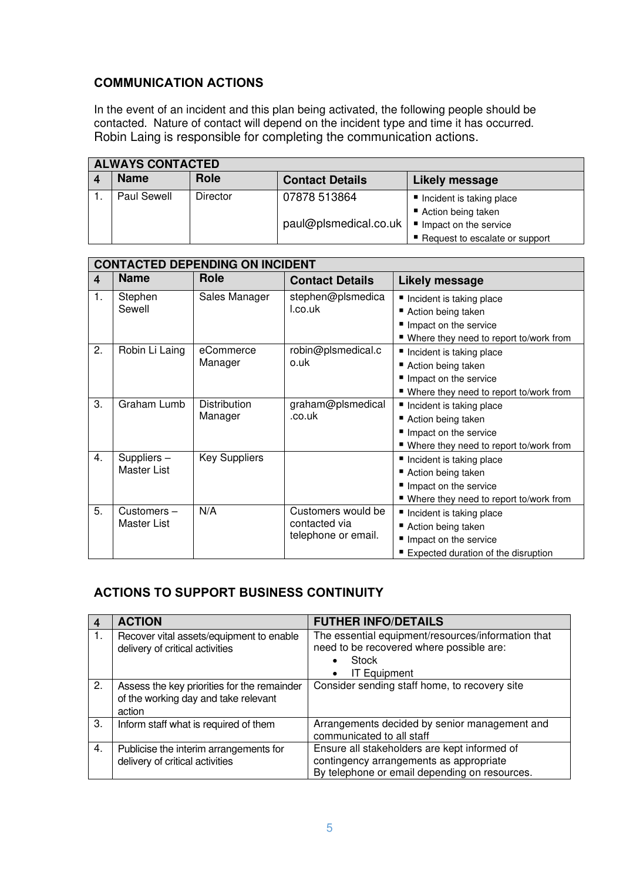## COMMUNICATION ACTIONS

In the event of an incident and this plan being activated, the following people should be contacted. Nature of contact will depend on the incident type and time it has occurred. Robin Laing is responsible for completing the communication actions.

| ALWAYS CONTACTED | | | | |
|---|---|---|---|---|
| 4 | Name | Role | Contact Details | Likely message |
| 1. | Paul Sewell | Director | 07878 513864<br>paul@plsmedical.co.uk | ▪ Incident is taking place<br>▪ Action being taken<br>▪ Impact on the service<br>▪ Request to escalate or support |

| CONTACTED DEPENDING ON INCIDENT | | | | |
|---|---|---|---|---|
| 4 | Name | Role | Contact Details | Likely message |
| 1. | Stephen Sewell | Sales Manager | stephen@plsmedical.co.uk | ▪ Incident is taking place<br>▪ Action being taken<br>▪ Impact on the service<br>▪ Where they need to report to/work from |
| 2. | Robin Li Laing | eCommerce Manager | robin@plsmedical.co.uk | ▪ Incident is taking place<br>▪ Action being taken<br>▪ Impact on the service<br>▪ Where they need to report to/work from |
| 3. | Graham Lumb | Distribution Manager | graham@plsmedical.co.uk | ▪ Incident is taking place<br>▪ Action being taken<br>▪ Impact on the service<br>▪ Where they need to report to/work from |
| 4. | Suppliers – Master List | Key Suppliers | | ▪ Incident is taking place<br>▪ Action being taken<br>▪ Impact on the service<br>▪ Where they need to report to/work from |
| 5. | Customers – Master List | N/A | Customers would be contacted via telephone or email. | ▪ Incident is taking place<br>▪ Action being taken<br>▪ Impact on the service<br>▪ Expected duration of the disruption |

## ACTIONS TO SUPPORT BUSINESS CONTINUITY

| 4 | ACTION | FUTHER INFO/DETAILS |
|---|---|---|
| 1. | Recover vital assets/equipment to enable delivery of critical activities | The essential equipment/resources/information that need to be recovered where possible are:<br>• Stock<br>• IT Equipment |
| 2. | Assess the key priorities for the remainder of the working day and take relevant action | Consider sending staff home, to recovery site |
| 3. | Inform staff what is required of them | Arrangements decided by senior management and communicated to all staff |
| 4. | Publicise the interim arrangements for delivery of critical activities | Ensure all stakeholders are kept informed of contingency arrangements as appropriate<br>By telephone or email depending on resources. |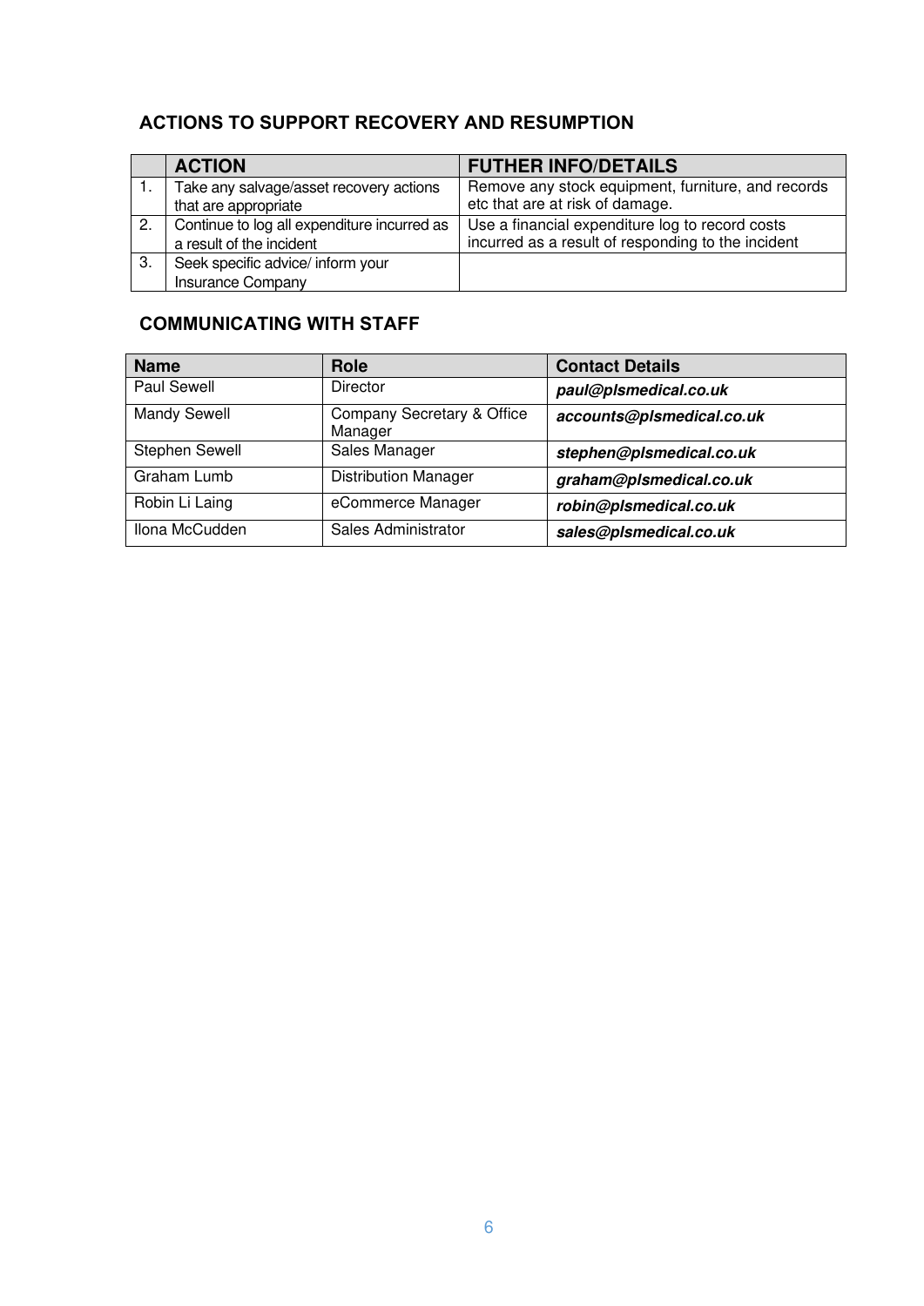## ACTIONS TO SUPPORT RECOVERY AND RESUMPTION

| | ACTION | FUTHER INFO/DETAILS |
|---|---|---|
| 1. | Take any salvage/asset recovery actions that are appropriate | Remove any stock equipment, furniture, and records etc that are at risk of damage. |
| 2. | Continue to log all expenditure incurred as a result of the incident | Use a financial expenditure log to record costs incurred as a result of responding to the incident |
| 3. | Seek specific advice/ inform your Insurance Company | |

## COMMUNICATING WITH STAFF

| Name | Role | Contact Details |
|---|---|---|
| Paul Sewell | Director | ***paul@plsmedical.co.uk*** |
| Mandy Sewell | Company Secretary & Office Manager | ***accounts@plsmedical.co.uk*** |
| Stephen Sewell | Sales Manager | ***stephen@plsmedical.co.uk*** |
| Graham Lumb | Distribution Manager | ***graham@plsmedical.co.uk*** |
| Robin Li Laing | eCommerce Manager | ***robin@plsmedical.co.uk*** |
| Ilona McCudden | Sales Administrator | ***sales@plsmedical.co.uk*** |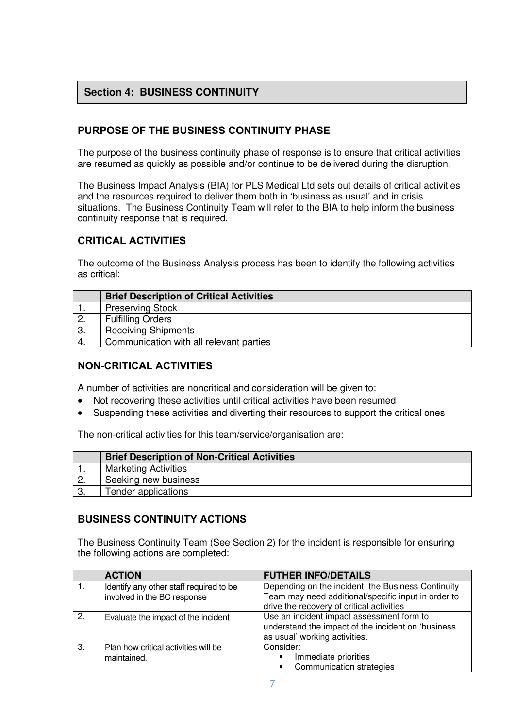## Section 4: BUSINESS CONTINUITY

### PURPOSE OF THE BUSINESS CONTINUITY PHASE

The purpose of the business continuity phase of response is to ensure that critical activities are resumed as quickly as possible and/or continue to be delivered during the disruption.

The Business Impact Analysis (BIA) for PLS Medical Ltd sets out details of critical activities and the resources required to deliver them both in 'business as usual' and in crisis situations. The Business Continuity Team will refer to the BIA to help inform the business continuity response that is required.

### CRITICAL ACTIVITIES

The outcome of the Business Analysis process has been to identify the following activities as critical:

| | **Brief Description of Critical Activities** |
|---|---|
| 1. | Preserving Stock |
| 2. | Fulfilling Orders |
| 3. | Receiving Shipments |
| 4. | Communication with all relevant parties |

### NON-CRITICAL ACTIVITIES

A number of activities are noncritical and consideration will be given to:

- Not recovering these activities until critical activities have been resumed
- Suspending these activities and diverting their resources to support the critical ones

The non-critical activities for this team/service/organisation are:

| | **Brief Description of Non-Critical Activities** |
|---|---|
| 1. | Marketing Activities |
| 2. | Seeking new business |
| 3. | Tender applications |

### BUSINESS CONTINUITY ACTIONS

The Business Continuity Team (See Section 2) for the incident is responsible for ensuring the following actions are completed:

| | **ACTION** | **FUTHER INFO/DETAILS** |
|---|---|---|
| 1. | Identify any other staff required to be involved in the BC response | Depending on the incident, the Business Continuity Team may need additional/specific input in order to drive the recovery of critical activities |
| 2. | Evaluate the impact of the incident | Use an incident impact assessment form to understand the impact of the incident on 'business as usual' working activities. |
| 3. | Plan how critical activities will be maintained. | Consider:<br>▪ Immediate priorities<br>▪ Communication strategies |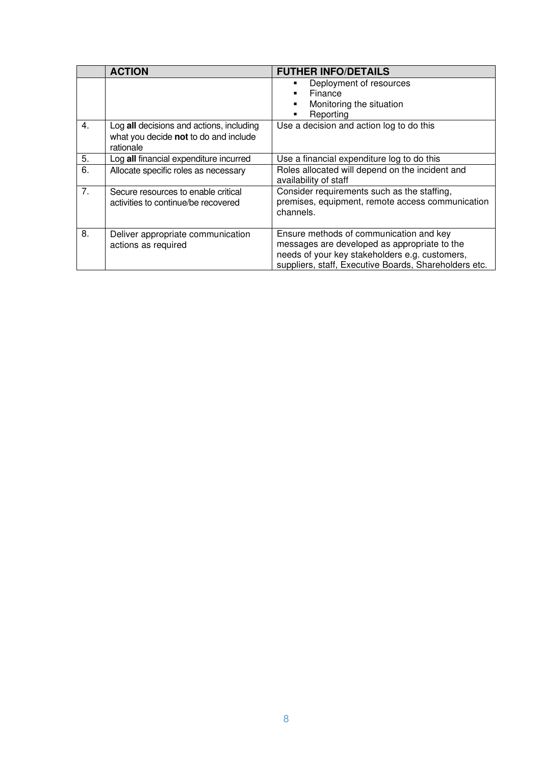| | ACTION | FUTHER INFO/DETAILS |
|---|---|---|
| | | ▪ Deployment of resources<br>▪ Finance<br>▪ Monitoring the situation<br>▪ Reporting |
| 4. | Log **all** decisions and actions, including what you decide **not** to do and include rationale | Use a decision and action log to do this |
| 5. | Log **all** financial expenditure incurred | Use a financial expenditure log to do this |
| 6. | Allocate specific roles as necessary | Roles allocated will depend on the incident and availability of staff |
| 7. | Secure resources to enable critical activities to continue/be recovered | Consider requirements such as the staffing, premises, equipment, remote access communication channels. |
| 8. | Deliver appropriate communication actions as required | Ensure methods of communication and key messages are developed as appropriate to the needs of your key stakeholders e.g. customers, suppliers, staff, Executive Boards, Shareholders etc. |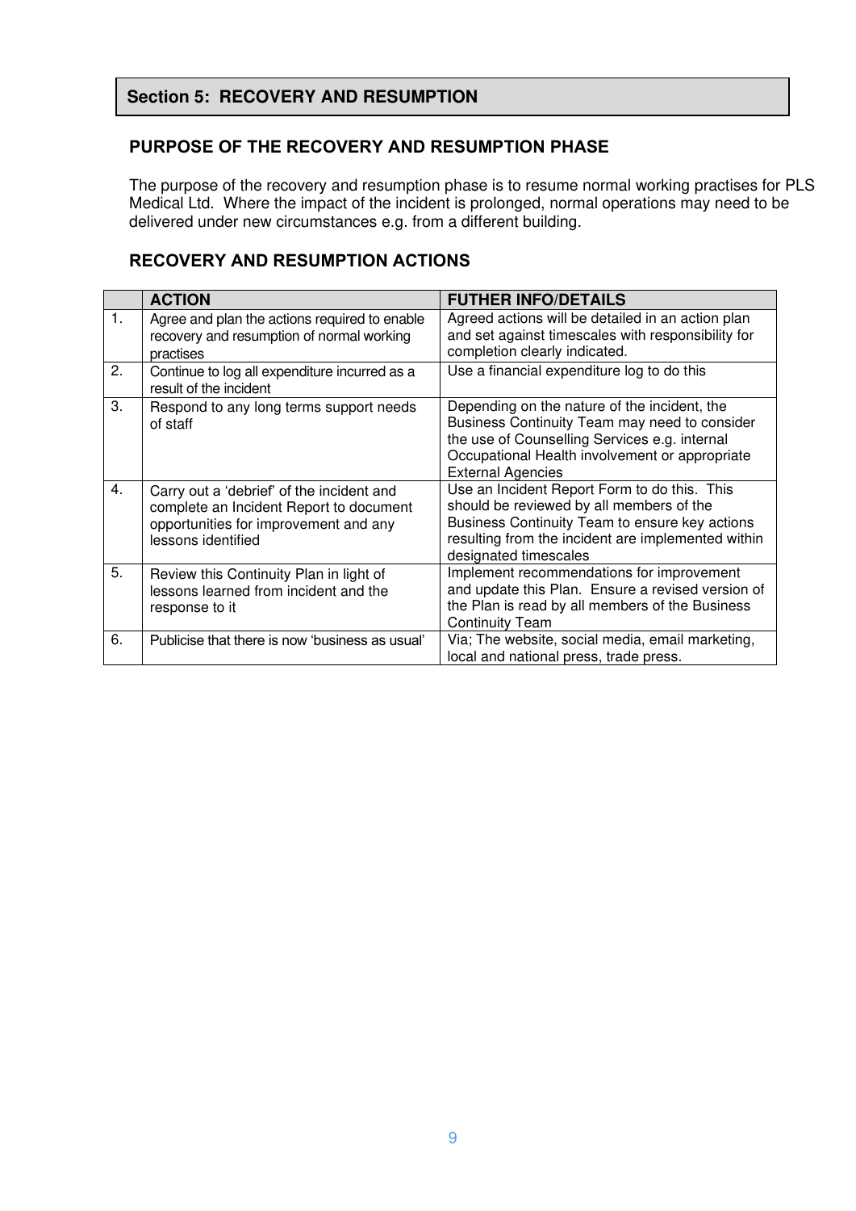## Section 5: RECOVERY AND RESUMPTION

### PURPOSE OF THE RECOVERY AND RESUMPTION PHASE

The purpose of the recovery and resumption phase is to resume normal working practises for PLS Medical Ltd. Where the impact of the incident is prolonged, normal operations may need to be delivered under new circumstances e.g. from a different building.

### RECOVERY AND RESUMPTION ACTIONS

| | ACTION | FUTHER INFO/DETAILS |
|---|---|---|
| 1. | Agree and plan the actions required to enable recovery and resumption of normal working practises | Agreed actions will be detailed in an action plan and set against timescales with responsibility for completion clearly indicated. |
| 2. | Continue to log all expenditure incurred as a result of the incident | Use a financial expenditure log to do this |
| 3. | Respond to any long terms support needs of staff | Depending on the nature of the incident, the Business Continuity Team may need to consider the use of Counselling Services e.g. internal Occupational Health involvement or appropriate External Agencies |
| 4. | Carry out a 'debrief' of the incident and complete an Incident Report to document opportunities for improvement and any lessons identified | Use an Incident Report Form to do this. This should be reviewed by all members of the Business Continuity Team to ensure key actions resulting from the incident are implemented within designated timescales |
| 5. | Review this Continuity Plan in light of lessons learned from incident and the response to it | Implement recommendations for improvement and update this Plan. Ensure a revised version of the Plan is read by all members of the Business Continuity Team |
| 6. | Publicise that there is now 'business as usual' | Via; The website, social media, email marketing, local and national press, trade press. |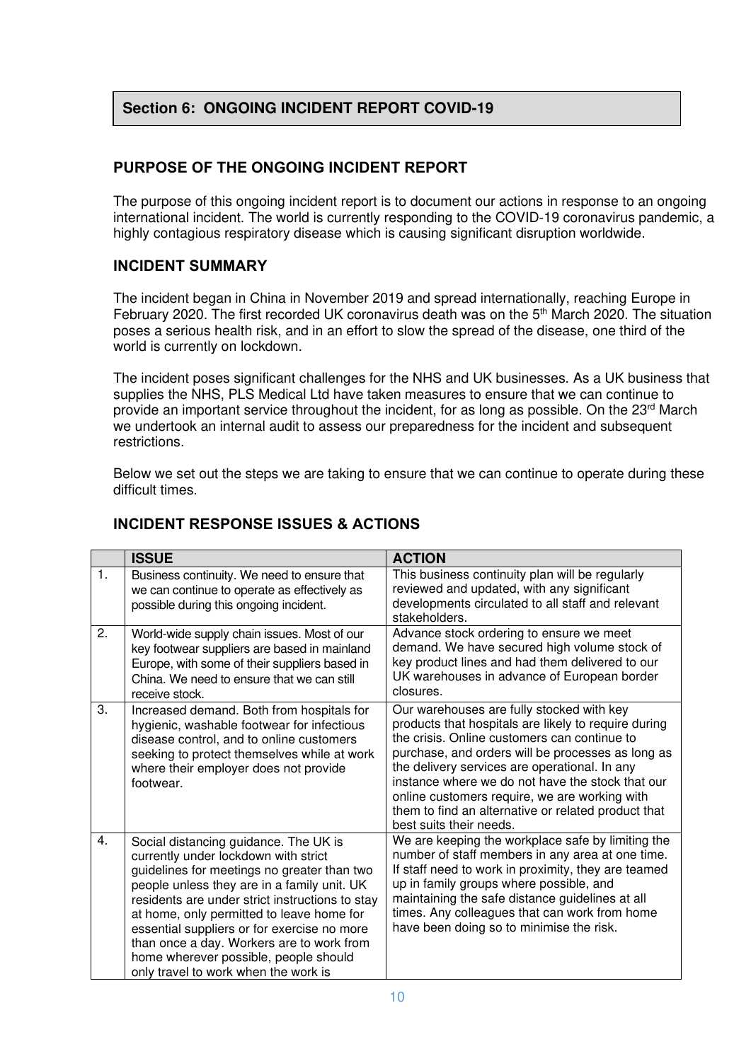## Section 6: ONGOING INCIDENT REPORT COVID-19

### PURPOSE OF THE ONGOING INCIDENT REPORT

The purpose of this ongoing incident report is to document our actions in response to an ongoing international incident. The world is currently responding to the COVID-19 coronavirus pandemic, a highly contagious respiratory disease which is causing significant disruption worldwide.

### INCIDENT SUMMARY

The incident began in China in November 2019 and spread internationally, reaching Europe in February 2020. The first recorded UK coronavirus death was on the 5th March 2020. The situation poses a serious health risk, and in an effort to slow the spread of the disease, one third of the world is currently on lockdown.

The incident poses significant challenges for the NHS and UK businesses. As a UK business that supplies the NHS, PLS Medical Ltd have taken measures to ensure that we can continue to provide an important service throughout the incident, for as long as possible. On the 23rd March we undertook an internal audit to assess our preparedness for the incident and subsequent restrictions.

Below we set out the steps we are taking to ensure that we can continue to operate during these difficult times.

### INCIDENT RESPONSE ISSUES & ACTIONS

| | ISSUE | ACTION |
|---|---|---|
| 1. | Business continuity. We need to ensure that we can continue to operate as effectively as possible during this ongoing incident. | This business continuity plan will be regularly reviewed and updated, with any significant developments circulated to all staff and relevant stakeholders. |
| 2. | World-wide supply chain issues. Most of our key footwear suppliers are based in mainland Europe, with some of their suppliers based in China. We need to ensure that we can still receive stock. | Advance stock ordering to ensure we meet demand. We have secured high volume stock of key product lines and had them delivered to our UK warehouses in advance of European border closures. |
| 3. | Increased demand. Both from hospitals for hygienic, washable footwear for infectious disease control, and to online customers seeking to protect themselves while at work where their employer does not provide footwear. | Our warehouses are fully stocked with key products that hospitals are likely to require during the crisis. Online customers can continue to purchase, and orders will be processes as long as the delivery services are operational. In any instance where we do not have the stock that our online customers require, we are working with them to find an alternative or related product that best suits their needs. |
| 4. | Social distancing guidance. The UK is currently under lockdown with strict guidelines for meetings no greater than two people unless they are in a family unit. UK residents are under strict instructions to stay at home, only permitted to leave home for essential suppliers or for exercise no more than once a day. Workers are to work from home wherever possible, people should only travel to work when the work is | We are keeping the workplace safe by limiting the number of staff members in any area at one time. If staff need to work in proximity, they are teamed up in family groups where possible, and maintaining the safe distance guidelines at all times. Any colleagues that can work from home have been doing so to minimise the risk. |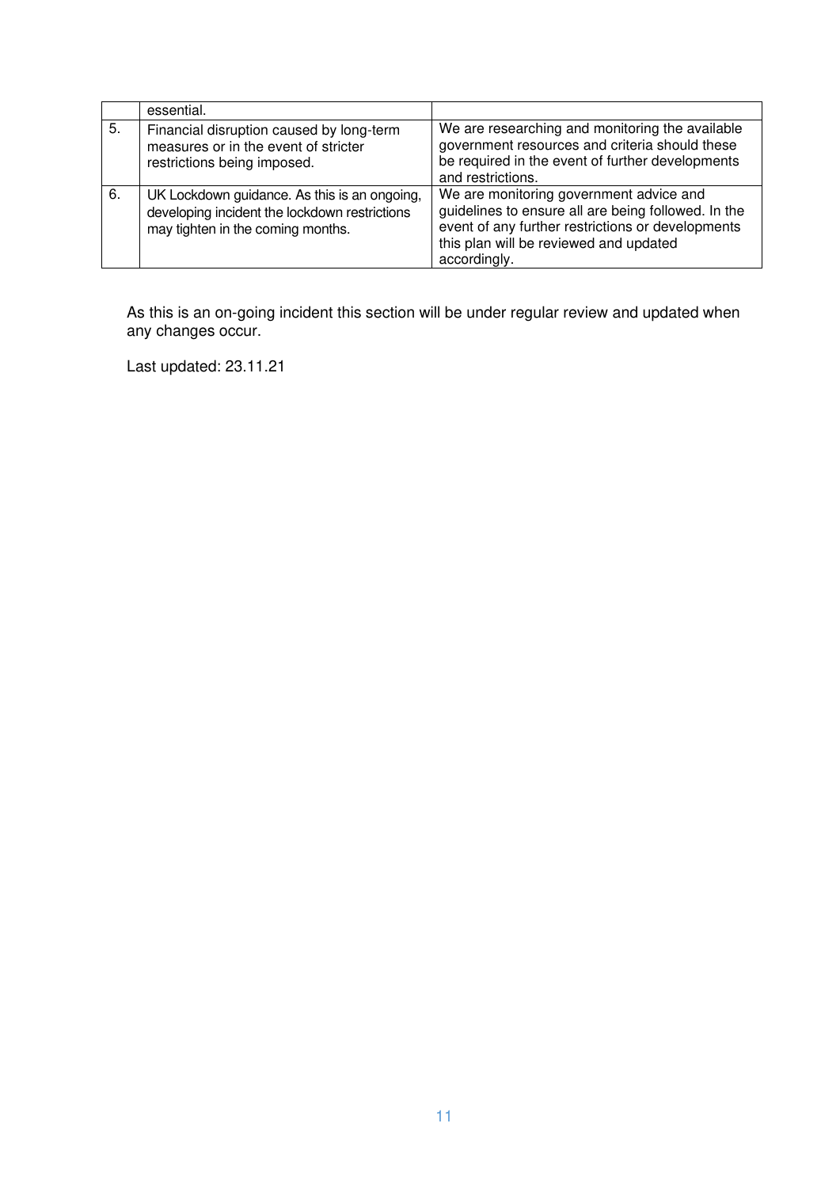| | | |
|---|---|---|
| | essential. | |
| 5. | Financial disruption caused by long-term measures or in the event of stricter restrictions being imposed. | We are researching and monitoring the available government resources and criteria should these be required in the event of further developments and restrictions. |
| 6. | UK Lockdown guidance. As this is an ongoing, developing incident the lockdown restrictions may tighten in the coming months. | We are monitoring government advice and guidelines to ensure all are being followed. In the event of any further restrictions or developments this plan will be reviewed and updated accordingly. |

As this is an on-going incident this section will be under regular review and updated when any changes occur.

Last updated: 23.11.21